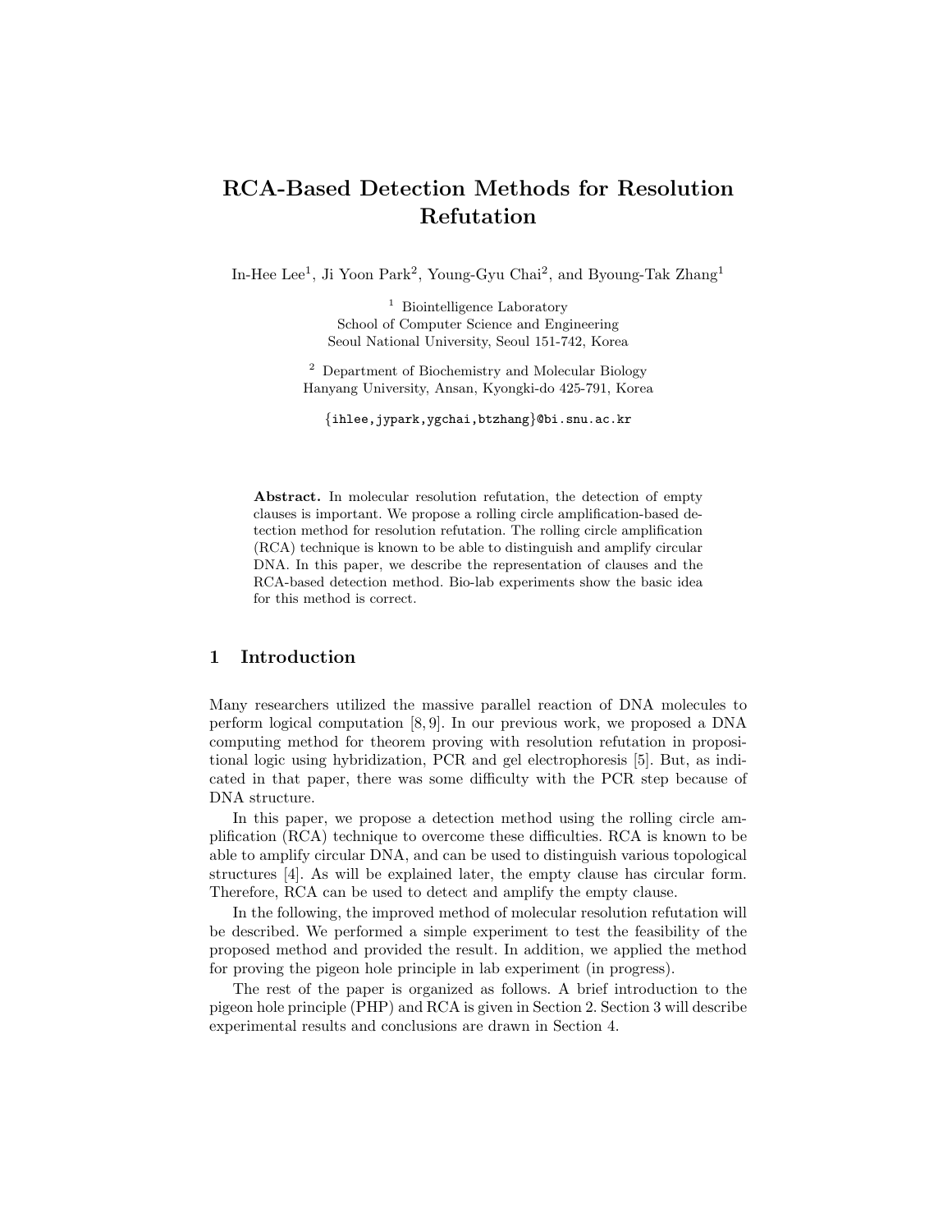# RCA-Based Detection Methods for Resolution Refutation

In-Hee Lee[1], Ji Yoon Park[2], Young-Gyu Chai[2], and Byoung-Tak Zhang[1]

[1] Biointelligence Laboratory
School of Computer Science and Engineering
Seoul National University, Seoul 151-742, Korea

[2] Department of Biochemistry and Molecular Biology
Hanyang University, Ansan, Kyongki-do 425-791, Korea

{ihlee,jypark,ygchai,btzhang}@bi.snu.ac.kr

**Abstract.** In molecular resolution refutation, the detection of empty clauses is important. We propose a rolling circle amplification-based detection method for resolution refutation. The rolling circle amplification (RCA) technique is known to be able to distinguish and amplify circular DNA. In this paper, we describe the representation of clauses and the RCA-based detection method. Bio-lab experiments show the basic idea for this method is correct.

## 1 Introduction

Many researchers utilized the massive parallel reaction of DNA molecules to perform logical computation [8, 9]. In our previous work, we proposed a DNA computing method for theorem proving with resolution refutation in propositional logic using hybridization, PCR and gel electrophoresis [5]. But, as indicated in that paper, there was some difficulty with the PCR step because of DNA structure.

In this paper, we propose a detection method using the rolling circle amplification (RCA) technique to overcome these difficulties. RCA is known to be able to amplify circular DNA, and can be used to distinguish various topological structures [4]. As will be explained later, the empty clause has circular form. Therefore, RCA can be used to detect and amplify the empty clause.

In the following, the improved method of molecular resolution refutation will be described. We performed a simple experiment to test the feasibility of the proposed method and provided the result. In addition, we applied the method for proving the pigeon hole principle in lab experiment (in progress).

The rest of the paper is organized as follows. A brief introduction to the pigeon hole principle (PHP) and RCA is given in Section 2. Section 3 will describe experimental results and conclusions are drawn in Section 4.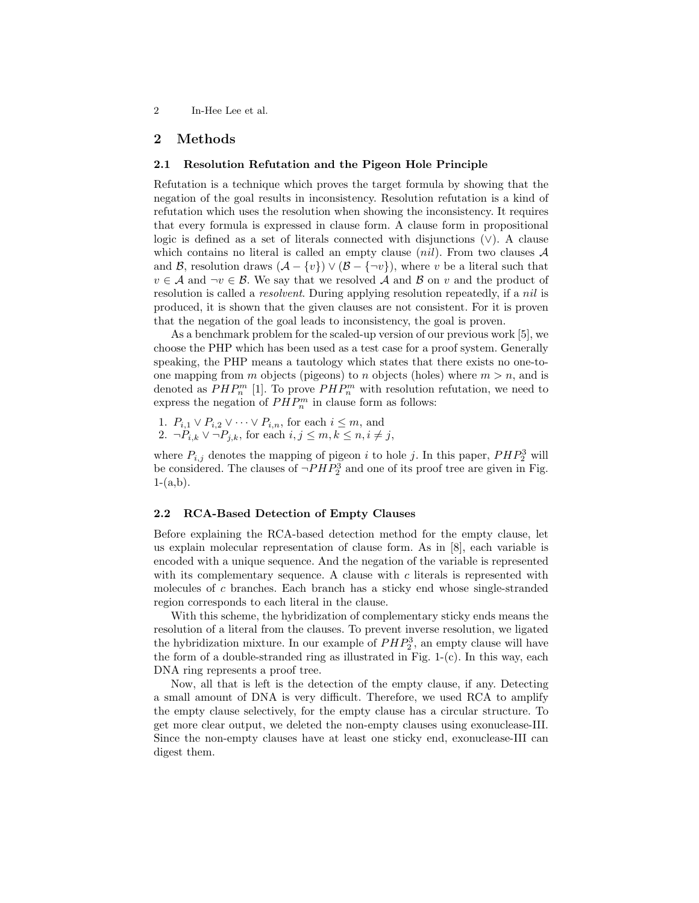## 2 Methods

### 2.1 Resolution Refutation and the Pigeon Hole Principle

Refutation is a technique which proves the target formula by showing that the negation of the goal results in inconsistency. Resolution refutation is a kind of refutation which uses the resolution when showing the inconsistency. It requires that every formula is expressed in clause form. A clause form in propositional logic is defined as a set of literals connected with disjunctions ($\vee$). A clause which contains no literal is called an empty clause (*nil*). From two clauses $\mathcal{A}$ and $\mathcal{B}$, resolution draws $(\mathcal{A} - \{v\}) \vee (\mathcal{B} - \{\neg v\})$, where $v$ be a literal such that $v \in \mathcal{A}$ and $\neg v \in \mathcal{B}$. We say that we resolved $\mathcal{A}$ and $\mathcal{B}$ on $v$ and the product of resolution is called a *resolvent*. During applying resolution repeatedly, if a *nil* is produced, it is shown that the given clauses are not consistent. For it is proven that the negation of the goal leads to inconsistency, the goal is proven.

As a benchmark problem for the scaled-up version of our previous work [5], we choose the PHP which has been used as a test case for a proof system. Generally speaking, the PHP means a tautology which states that there exists no one-to-one mapping from $m$ objects (pigeons) to $n$ objects (holes) where $m > n$, and is denoted as $PHP^m_n$ [1]. To prove $PHP^m_n$ with resolution refutation, we need to express the negation of $PHP^m_n$ in clause form as follows:

1. $P_{i,1} \vee P_{i,2} \vee \cdots \vee P_{i,n}$, for each $i \leq m$, and
2. $\neg P_{i,k} \vee \neg P_{j,k}$, for each $i, j \leq m, k \leq n, i \neq j$,

where $P_{i,j}$ denotes the mapping of pigeon $i$ to hole $j$. In this paper, $PHP^3_2$ will be considered. The clauses of $\neg PHP^3_2$ and one of its proof tree are given in Fig. 1-(a,b).

### 2.2 RCA-Based Detection of Empty Clauses

Before explaining the RCA-based detection method for the empty clause, let us explain molecular representation of clause form. As in [8], each variable is encoded with a unique sequence. And the negation of the variable is represented with its complementary sequence. A clause with $c$ literals is represented with molecules of $c$ branches. Each branch has a sticky end whose single-stranded region corresponds to each literal in the clause.

With this scheme, the hybridization of complementary sticky ends means the resolution of a literal from the clauses. To prevent inverse resolution, we ligated the hybridization mixture. In our example of $PHP^3_2$, an empty clause will have the form of a double-stranded ring as illustrated in Fig. 1-(c). In this way, each DNA ring represents a proof tree.

Now, all that is left is the detection of the empty clause, if any. Detecting a small amount of DNA is very difficult. Therefore, we used RCA to amplify the empty clause selectively, for the empty clause has a circular structure. To get more clear output, we deleted the non-empty clauses using exonuclease-III. Since the non-empty clauses have at least one sticky end, exonuclease-III can digest them.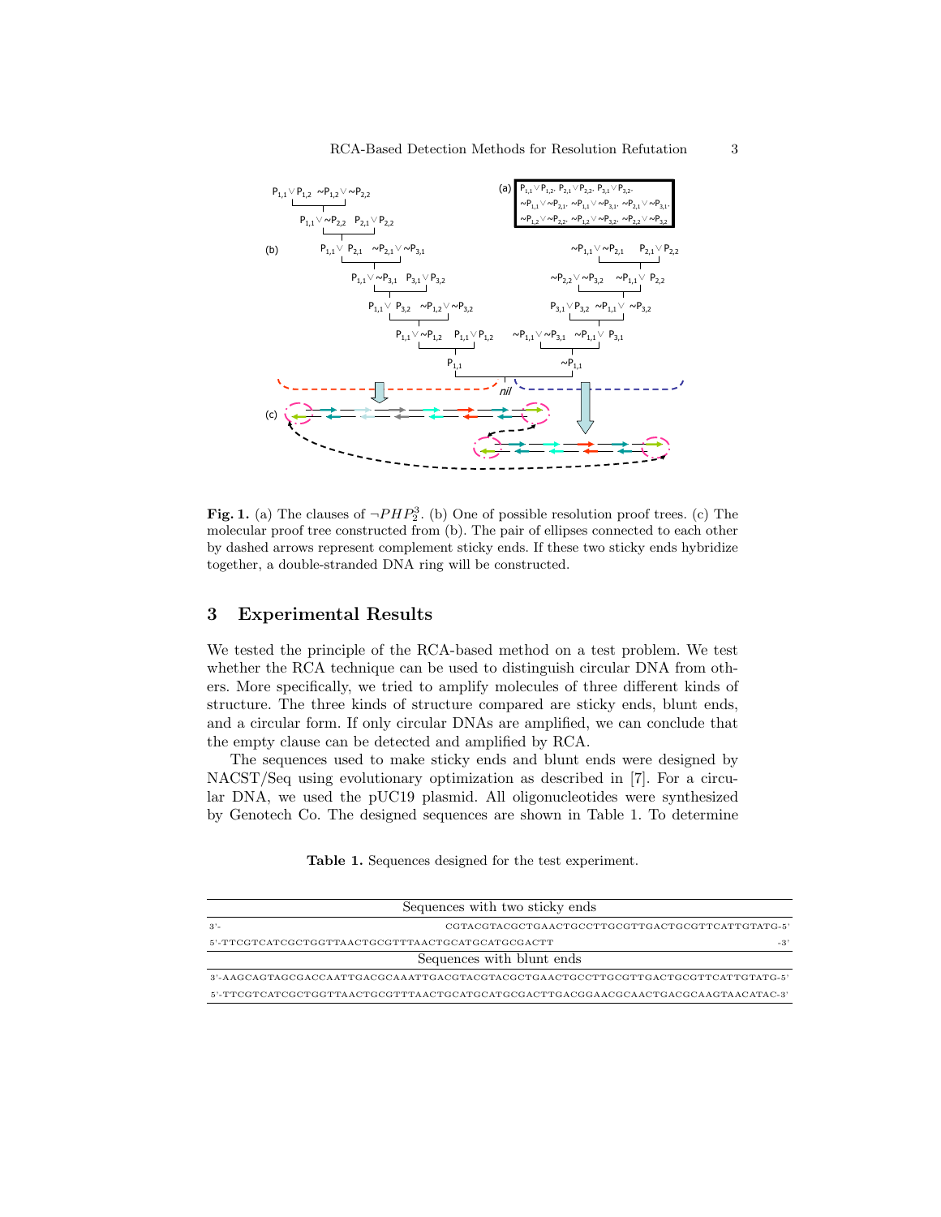**Fig. 1.** (a) The clauses of $\neg PHP_2^3$. (b) One of possible resolution proof trees. (c) The molecular proof tree constructed from (b). The pair of ellipses connected to each other by dashed arrows represent complement sticky ends. If these two sticky ends hybridize together, a double-stranded DNA ring will be constructed.

## 3 Experimental Results

We tested the principle of the RCA-based method on a test problem. We test whether the RCA technique can be used to distinguish circular DNA from others. More specifically, we tried to amplify molecules of three different kinds of structure. The three kinds of structure compared are sticky ends, blunt ends, and a circular form. If only circular DNAs are amplified, we can conclude that the empty clause can be detected and amplified by RCA.

The sequences used to make sticky ends and blunt ends were designed by NACST/Seq using evolutionary optimization as described in [7]. For a circular DNA, we used the pUC19 plasmid. All oligonucleotides were synthesized by Genotech Co. The designed sequences are shown in Table 1. To determine

**Table 1.** Sequences designed for the test experiment.

| Sequences with two sticky ends |
|---|
| 3'- CGTACGTACGCTGAACTGCCTTGCGTTGACTGCGTTCATTGTATG-5' |
| 5'-TTCGTCATCGCTGGTTAACTGCGTTTAACTGCATGCATGCGACTT -3' |
| **Sequences with blunt ends** |
| 3'-AAGCAGTAGCGACCAATTGACGCAAATTGACGTACGTACGCTGAACTGCCTTGCGTTGACTGCGTTCATTGTATG-5' |
| 5'-TTCGTCATCGCTGGTTAACTGCGTTTAACTGCATGCATGCGACTTGACGGAACGCAACTGACGCAAGTAACATAC-3' |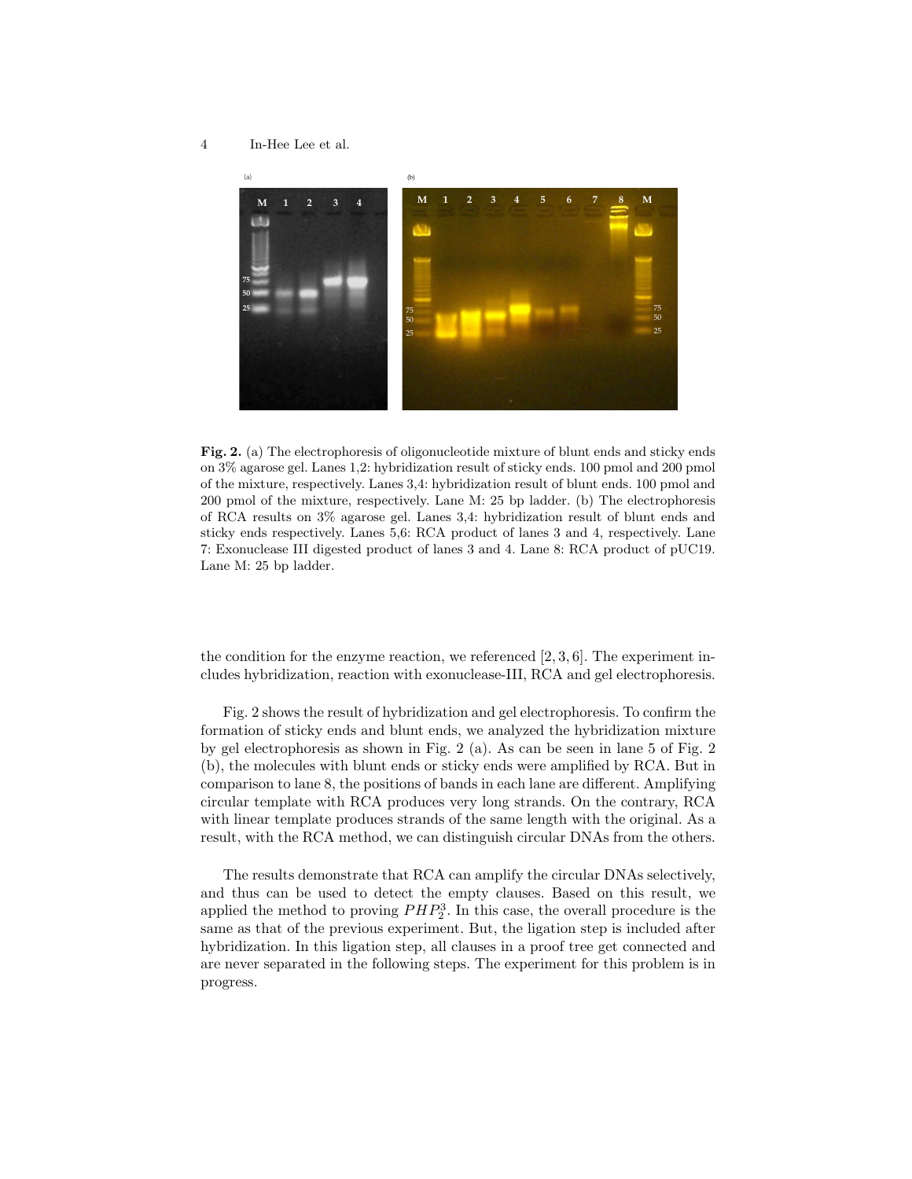**Fig. 2.** (a) The electrophoresis of oligonucleotide mixture of blunt ends and sticky ends on 3% agarose gel. Lanes 1,2: hybridization result of sticky ends. 100 pmol and 200 pmol of the mixture, respectively. Lanes 3,4: hybridization result of blunt ends. 100 pmol and 200 pmol of the mixture, respectively. Lane M: 25 bp ladder. (b) The electrophoresis of RCA results on 3% agarose gel. Lanes 3,4: hybridization result of blunt ends and sticky ends respectively. Lanes 5,6: RCA product of lanes 3 and 4, respectively. Lane 7: Exonuclease III digested product of lanes 3 and 4. Lane 8: RCA product of pUC19. Lane M: 25 bp ladder.

the condition for the enzyme reaction, we referenced [2, 3, 6]. The experiment includes hybridization, reaction with exonuclease-III, RCA and gel electrophoresis.

Fig. 2 shows the result of hybridization and gel electrophoresis. To confirm the formation of sticky ends and blunt ends, we analyzed the hybridization mixture by gel electrophoresis as shown in Fig. 2 (a). As can be seen in lane 5 of Fig. 2 (b), the molecules with blunt ends or sticky ends were amplified by RCA. But in comparison to lane 8, the positions of bands in each lane are different. Amplifying circular template with RCA produces very long strands. On the contrary, RCA with linear template produces strands of the same length with the original. As a result, with the RCA method, we can distinguish circular DNAs from the others.

The results demonstrate that RCA can amplify the circular DNAs selectively, and thus can be used to detect the empty clauses. Based on this result, we applied the method to proving $PHP_2^3$. In this case, the overall procedure is the same as that of the previous experiment. But, the ligation step is included after hybridization. In this ligation step, all clauses in a proof tree get connected and are never separated in the following steps. The experiment for this problem is in progress.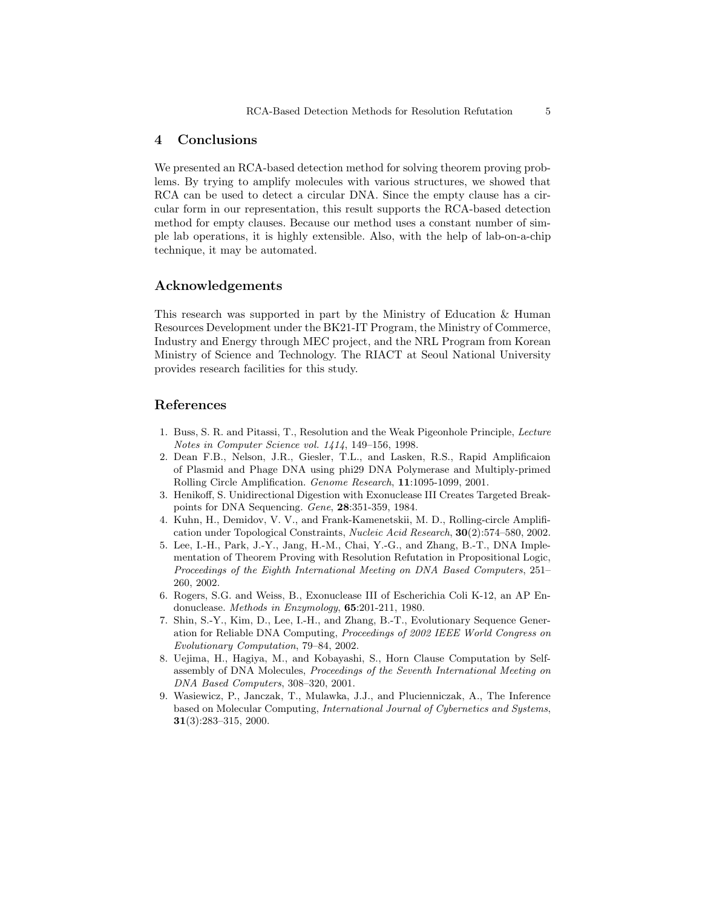## 4 Conclusions

We presented an RCA-based detection method for solving theorem proving problems. By trying to amplify molecules with various structures, we showed that RCA can be used to detect a circular DNA. Since the empty clause has a circular form in our representation, this result supports the RCA-based detection method for empty clauses. Because our method uses a constant number of simple lab operations, it is highly extensible. Also, with the help of lab-on-a-chip technique, it may be automated.

## Acknowledgements

This research was supported in part by the Ministry of Education & Human Resources Development under the BK21-IT Program, the Ministry of Commerce, Industry and Energy through MEC project, and the NRL Program from Korean Ministry of Science and Technology. The RIACT at Seoul National University provides research facilities for this study.

## References

1. Buss, S. R. and Pitassi, T., Resolution and the Weak Pigeonhole Principle, *Lecture Notes in Computer Science vol. 1414*, 149–156, 1998.
2. Dean F.B., Nelson, J.R., Giesler, T.L., and Lasken, R.S., Rapid Amplificaion of Plasmid and Phage DNA using phi29 DNA Polymerase and Multiply-primed Rolling Circle Amplification. *Genome Research*, **11**:1095-1099, 2001.
3. Henikoff, S. Unidirectional Digestion with Exonuclease III Creates Targeted Breakpoints for DNA Sequencing. *Gene*, **28**:351-359, 1984.
4. Kuhn, H., Demidov, V. V., and Frank-Kamenetskii, M. D., Rolling-circle Amplification under Topological Constraints, *Nucleic Acid Research*, **30**(2):574–580, 2002.
5. Lee, I.-H., Park, J.-Y., Jang, H.-M., Chai, Y.-G., and Zhang, B.-T., DNA Implementation of Theorem Proving with Resolution Refutation in Propositional Logic, *Proceedings of the Eighth International Meeting on DNA Based Computers*, 251–260, 2002.
6. Rogers, S.G. and Weiss, B., Exonuclease III of Escherichia Coli K-12, an AP Endonuclease. *Methods in Enzymology*, **65**:201-211, 1980.
7. Shin, S.-Y., Kim, D., Lee, I.-H., and Zhang, B.-T., Evolutionary Sequence Generation for Reliable DNA Computing, *Proceedings of 2002 IEEE World Congress on Evolutionary Computation*, 79–84, 2002.
8. Uejima, H., Hagiya, M., and Kobayashi, S., Horn Clause Computation by Self-assembly of DNA Molecules, *Proceedings of the Seventh International Meeting on DNA Based Computers*, 308–320, 2001.
9. Wasiewicz, P., Janczak, T., Mulawka, J.J., and Plucienniczak, A., The Inference based on Molecular Computing, *International Journal of Cybernetics and Systems*, **31**(3):283–315, 2000.